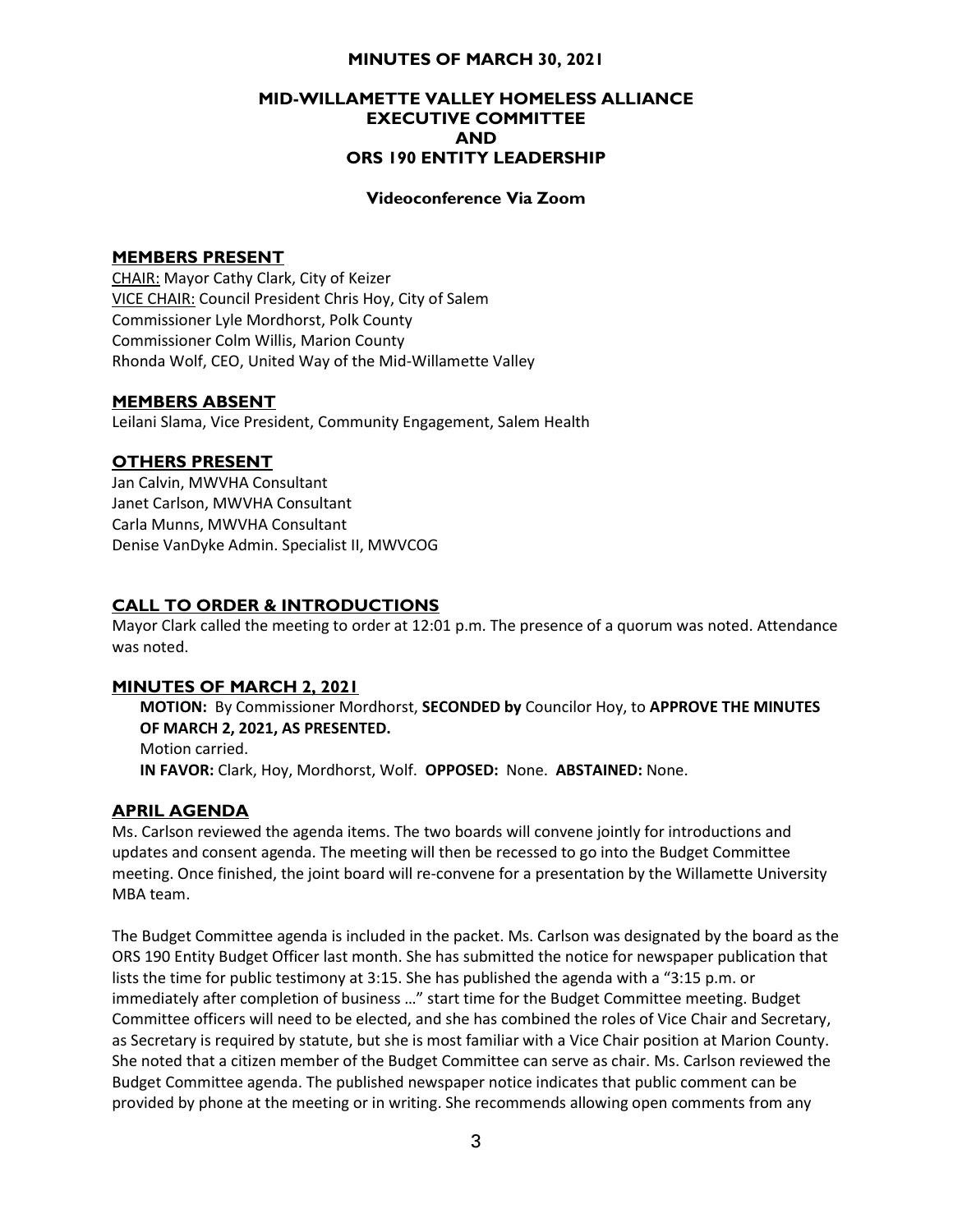# MINUTES OF MARCH 30, 2021

## MID-WILLAMETTE VALLEY HOMELESS ALLIANCE EXECUTIVE COMMITTEE AND ORS 190 ENTITY LEADERSHIP

**Videoconference Via Zoom**

### MEMBERS PRESENT

CHAIR: Mayor Cathy Clark, City of Keizer
VICE CHAIR: Council President Chris Hoy, City of Salem
Commissioner Lyle Mordhorst, Polk County
Commissioner Colm Willis, Marion County
Rhonda Wolf, CEO, United Way of the Mid-Willamette Valley

### MEMBERS ABSENT

Leilani Slama, Vice President, Community Engagement, Salem Health

### OTHERS PRESENT

Jan Calvin, MWVHA Consultant
Janet Carlson, MWVHA Consultant
Carla Munns, MWVHA Consultant
Denise VanDyke Admin. Specialist II, MWVCOG

### CALL TO ORDER & INTRODUCTIONS

Mayor Clark called the meeting to order at 12:01 p.m. The presence of a quorum was noted. Attendance was noted.

### MINUTES OF MARCH 2, 2021

**MOTION:** By Commissioner Mordhorst, **SECONDED by** Councilor Hoy, to **APPROVE THE MINUTES OF MARCH 2, 2021, AS PRESENTED.**
Motion carried.
**IN FAVOR:** Clark, Hoy, Mordhorst, Wolf. **OPPOSED:** None. **ABSTAINED:** None.

### APRIL AGENDA

Ms. Carlson reviewed the agenda items. The two boards will convene jointly for introductions and updates and consent agenda. The meeting will then be recessed to go into the Budget Committee meeting. Once finished, the joint board will re-convene for a presentation by the Willamette University MBA team.

The Budget Committee agenda is included in the packet. Ms. Carlson was designated by the board as the ORS 190 Entity Budget Officer last month. She has submitted the notice for newspaper publication that lists the time for public testimony at 3:15. She has published the agenda with a "3:15 p.m. or immediately after completion of business …" start time for the Budget Committee meeting. Budget Committee officers will need to be elected, and she has combined the roles of Vice Chair and Secretary, as Secretary is required by statute, but she is most familiar with a Vice Chair position at Marion County. She noted that a citizen member of the Budget Committee can serve as chair. Ms. Carlson reviewed the Budget Committee agenda. The published newspaper notice indicates that public comment can be provided by phone at the meeting or in writing. She recommends allowing open comments from any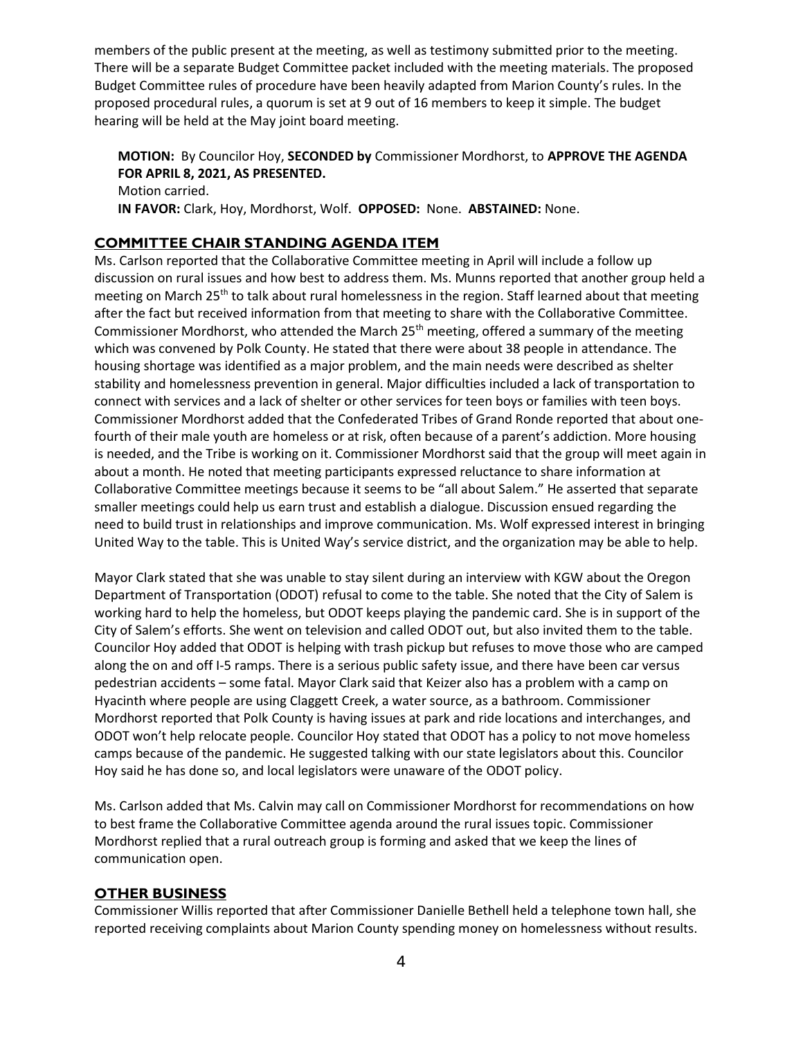members of the public present at the meeting, as well as testimony submitted prior to the meeting. There will be a separate Budget Committee packet included with the meeting materials. The proposed Budget Committee rules of procedure have been heavily adapted from Marion County's rules. In the proposed procedural rules, a quorum is set at 9 out of 16 members to keep it simple. The budget hearing will be held at the May joint board meeting.

**MOTION:** By Councilor Hoy, **SECONDED by** Commissioner Mordhorst, to **APPROVE THE AGENDA FOR APRIL 8, 2021, AS PRESENTED.**
Motion carried.
**IN FAVOR:** Clark, Hoy, Mordhorst, Wolf. **OPPOSED:** None. **ABSTAINED:** None.

## COMMITTEE CHAIR STANDING AGENDA ITEM

Ms. Carlson reported that the Collaborative Committee meeting in April will include a follow up discussion on rural issues and how best to address them. Ms. Munns reported that another group held a meeting on March 25th to talk about rural homelessness in the region. Staff learned about that meeting after the fact but received information from that meeting to share with the Collaborative Committee. Commissioner Mordhorst, who attended the March 25th meeting, offered a summary of the meeting which was convened by Polk County. He stated that there were about 38 people in attendance. The housing shortage was identified as a major problem, and the main needs were described as shelter stability and homelessness prevention in general. Major difficulties included a lack of transportation to connect with services and a lack of shelter or other services for teen boys or families with teen boys. Commissioner Mordhorst added that the Confederated Tribes of Grand Ronde reported that about one-fourth of their male youth are homeless or at risk, often because of a parent's addiction. More housing is needed, and the Tribe is working on it. Commissioner Mordhorst said that the group will meet again in about a month. He noted that meeting participants expressed reluctance to share information at Collaborative Committee meetings because it seems to be "all about Salem." He asserted that separate smaller meetings could help us earn trust and establish a dialogue. Discussion ensued regarding the need to build trust in relationships and improve communication. Ms. Wolf expressed interest in bringing United Way to the table. This is United Way's service district, and the organization may be able to help.

Mayor Clark stated that she was unable to stay silent during an interview with KGW about the Oregon Department of Transportation (ODOT) refusal to come to the table. She noted that the City of Salem is working hard to help the homeless, but ODOT keeps playing the pandemic card. She is in support of the City of Salem's efforts. She went on television and called ODOT out, but also invited them to the table. Councilor Hoy added that ODOT is helping with trash pickup but refuses to move those who are camped along the on and off I-5 ramps. There is a serious public safety issue, and there have been car versus pedestrian accidents – some fatal. Mayor Clark said that Keizer also has a problem with a camp on Hyacinth where people are using Claggett Creek, a water source, as a bathroom. Commissioner Mordhorst reported that Polk County is having issues at park and ride locations and interchanges, and ODOT won't help relocate people. Councilor Hoy stated that ODOT has a policy to not move homeless camps because of the pandemic. He suggested talking with our state legislators about this. Councilor Hoy said he has done so, and local legislators were unaware of the ODOT policy.

Ms. Carlson added that Ms. Calvin may call on Commissioner Mordhorst for recommendations on how to best frame the Collaborative Committee agenda around the rural issues topic. Commissioner Mordhorst replied that a rural outreach group is forming and asked that we keep the lines of communication open.

## OTHER BUSINESS

Commissioner Willis reported that after Commissioner Danielle Bethell held a telephone town hall, she reported receiving complaints about Marion County spending money on homelessness without results.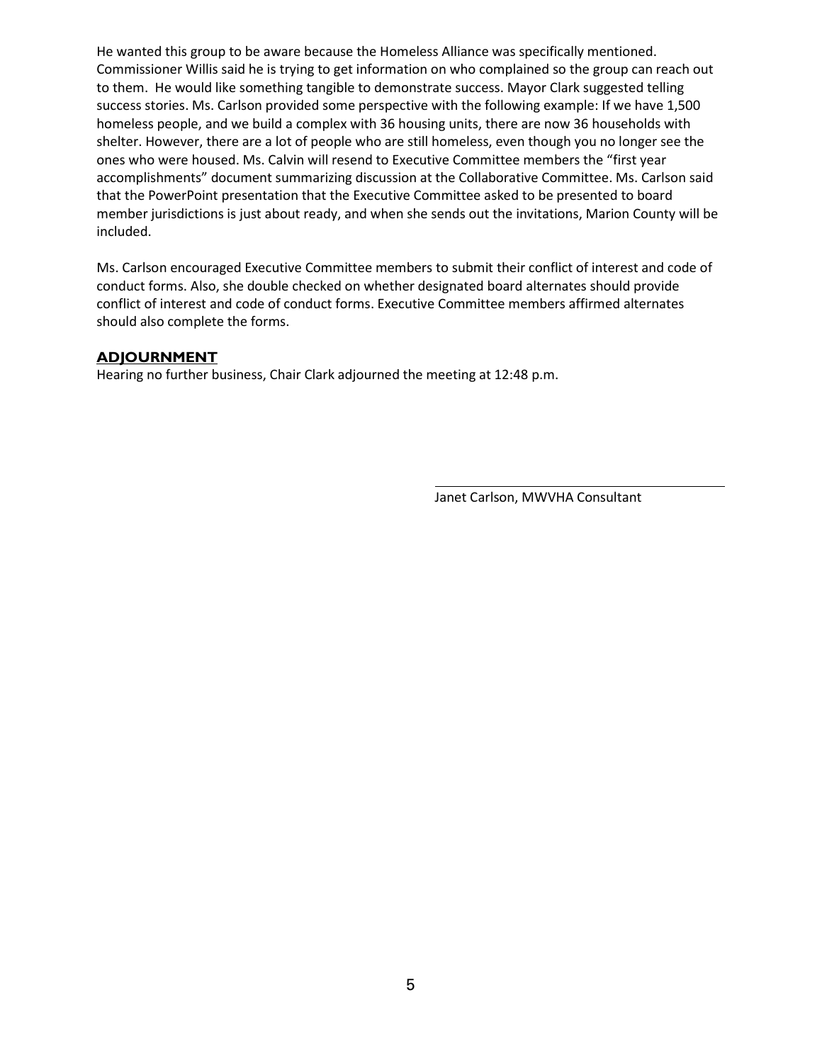He wanted this group to be aware because the Homeless Alliance was specifically mentioned. Commissioner Willis said he is trying to get information on who complained so the group can reach out to them. He would like something tangible to demonstrate success. Mayor Clark suggested telling success stories. Ms. Carlson provided some perspective with the following example: If we have 1,500 homeless people, and we build a complex with 36 housing units, there are now 36 households with shelter. However, there are a lot of people who are still homeless, even though you no longer see the ones who were housed. Ms. Calvin will resend to Executive Committee members the "first year accomplishments" document summarizing discussion at the Collaborative Committee. Ms. Carlson said that the PowerPoint presentation that the Executive Committee asked to be presented to board member jurisdictions is just about ready, and when she sends out the invitations, Marion County will be included.

Ms. Carlson encouraged Executive Committee members to submit their conflict of interest and code of conduct forms. Also, she double checked on whether designated board alternates should provide conflict of interest and code of conduct forms. Executive Committee members affirmed alternates should also complete the forms.

## ADJOURNMENT

Hearing no further business, Chair Clark adjourned the meeting at 12:48 p.m.

Janet Carlson, MWVHA Consultant